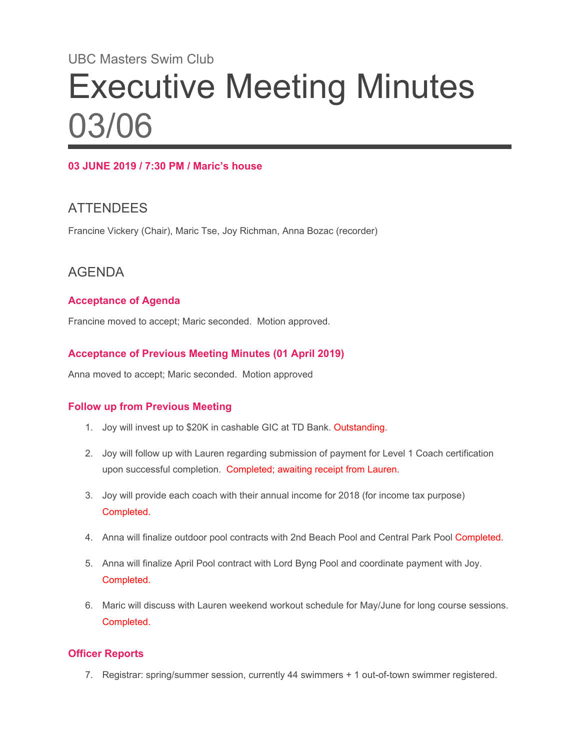UBC Masters Swim Club

# Executive Meeting Minutes 03/06

**03 JUNE 2019 / 7:30 PM / Maric's house**

## ATTENDEES

Francine Vickery (Chair), Maric Tse, Joy Richman, Anna Bozac (recorder)

## AGENDA

### Acceptance of Agenda

Francine moved to accept; Maric seconded. Motion approved.

### Acceptance of Previous Meeting Minutes (01 April 2019)

Anna moved to accept; Maric seconded. Motion approved

### Follow up from Previous Meeting

1. Joy will invest up to $20K in cashable GIC at TD Bank. Outstanding.
2. Joy will follow up with Lauren regarding submission of payment for Level 1 Coach certification upon successful completion. Completed; awaiting receipt from Lauren.
3. Joy will provide each coach with their annual income for 2018 (for income tax purpose) Completed.
4. Anna will finalize outdoor pool contracts with 2nd Beach Pool and Central Park Pool Completed.
5. Anna will finalize April Pool contract with Lord Byng Pool and coordinate payment with Joy. Completed.
6. Maric will discuss with Lauren weekend workout schedule for May/June for long course sessions. Completed.

### Officer Reports

7. Registrar: spring/summer session, currently 44 swimmers + 1 out-of-town swimmer registered.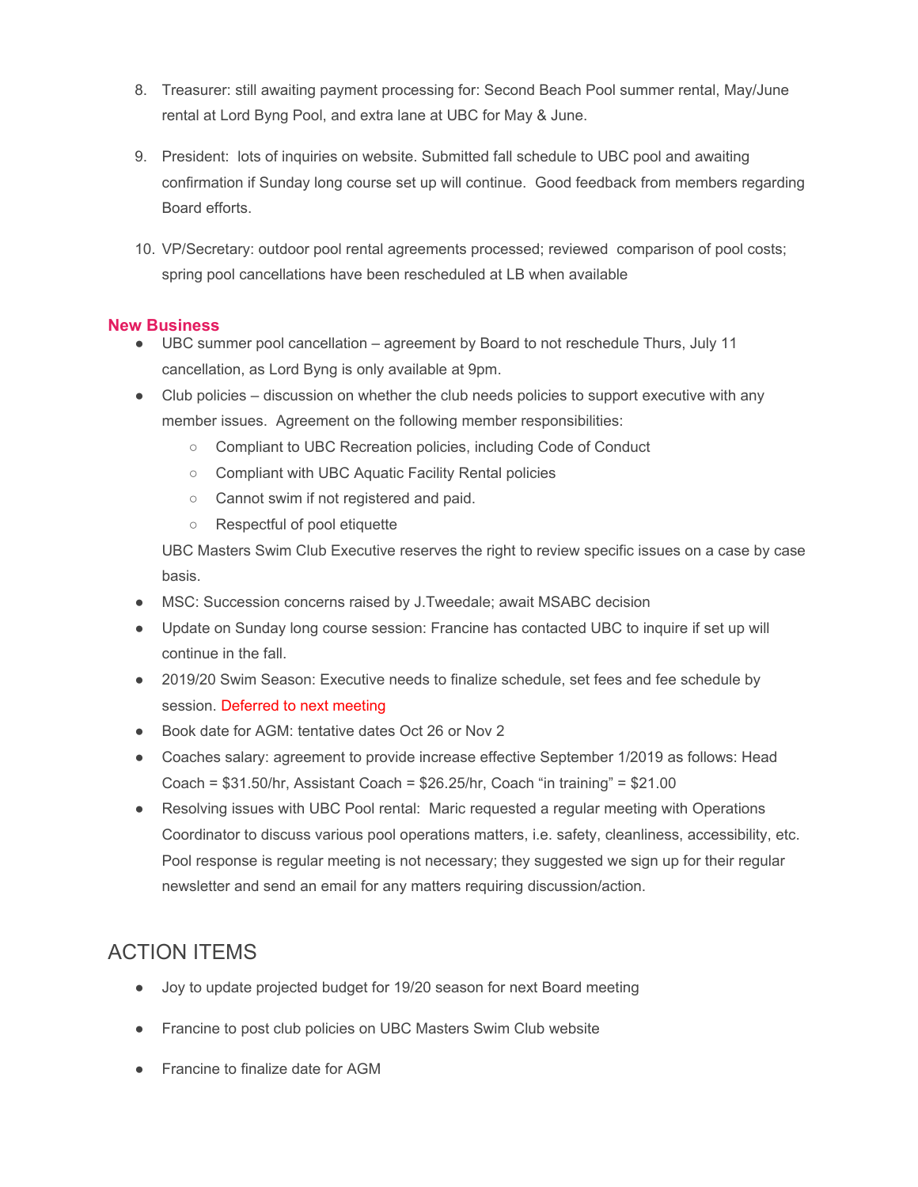8. Treasurer: still awaiting payment processing for: Second Beach Pool summer rental, May/June rental at Lord Byng Pool, and extra lane at UBC for May & June.

9. President: lots of inquiries on website. Submitted fall schedule to UBC pool and awaiting confirmation if Sunday long course set up will continue. Good feedback from members regarding Board efforts.

10. VP/Secretary: outdoor pool rental agreements processed; reviewed comparison of pool costs; spring pool cancellations have been rescheduled at LB when available

**New Business**

- UBC summer pool cancellation – agreement by Board to not reschedule Thurs, July 11 cancellation, as Lord Byng is only available at 9pm.
- Club policies – discussion on whether the club needs policies to support executive with any member issues. Agreement on the following member responsibilities:
    - Compliant to UBC Recreation policies, including Code of Conduct
    - Compliant with UBC Aquatic Facility Rental policies
    - Cannot swim if not registered and paid.
    - Respectful of pool etiquette

  UBC Masters Swim Club Executive reserves the right to review specific issues on a case by case basis.
- MSC: Succession concerns raised by J.Tweedale; await MSABC decision
- Update on Sunday long course session: Francine has contacted UBC to inquire if set up will continue in the fall.
- 2019/20 Swim Season: Executive needs to finalize schedule, set fees and fee schedule by session. Deferred to next meeting
- Book date for AGM: tentative dates Oct 26 or Nov 2
- Coaches salary: agreement to provide increase effective September 1/2019 as follows: Head Coach = $31.50/hr, Assistant Coach = $26.25/hr, Coach "in training" = $21.00
- Resolving issues with UBC Pool rental: Maric requested a regular meeting with Operations Coordinator to discuss various pool operations matters, i.e. safety, cleanliness, accessibility, etc. Pool response is regular meeting is not necessary; they suggested we sign up for their regular newsletter and send an email for any matters requiring discussion/action.

## ACTION ITEMS

- Joy to update projected budget for 19/20 season for next Board meeting
- Francine to post club policies on UBC Masters Swim Club website
- Francine to finalize date for AGM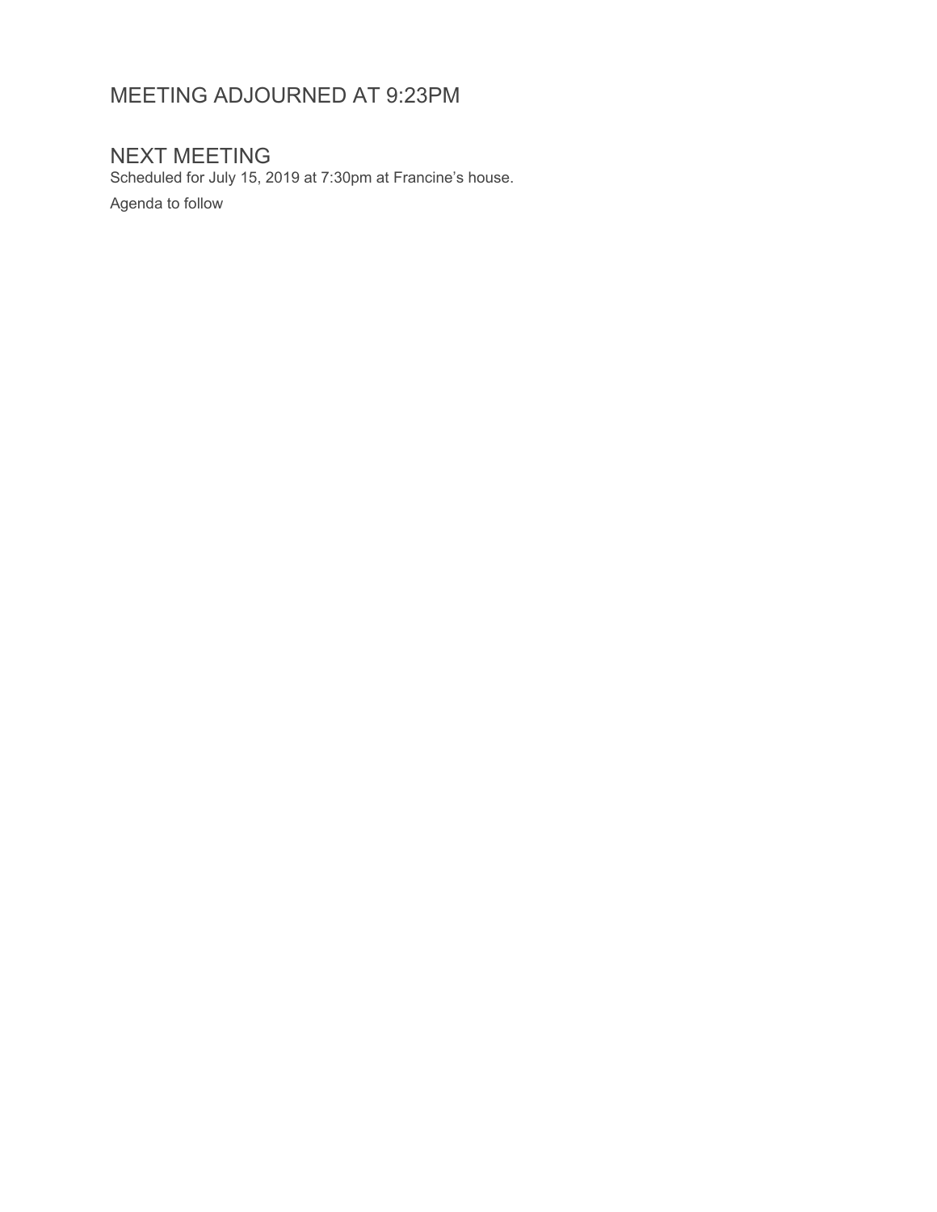## MEETING ADJOURNED AT 9:23PM

## NEXT MEETING

Scheduled for July 15, 2019 at 7:30pm at Francine's house.

Agenda to follow